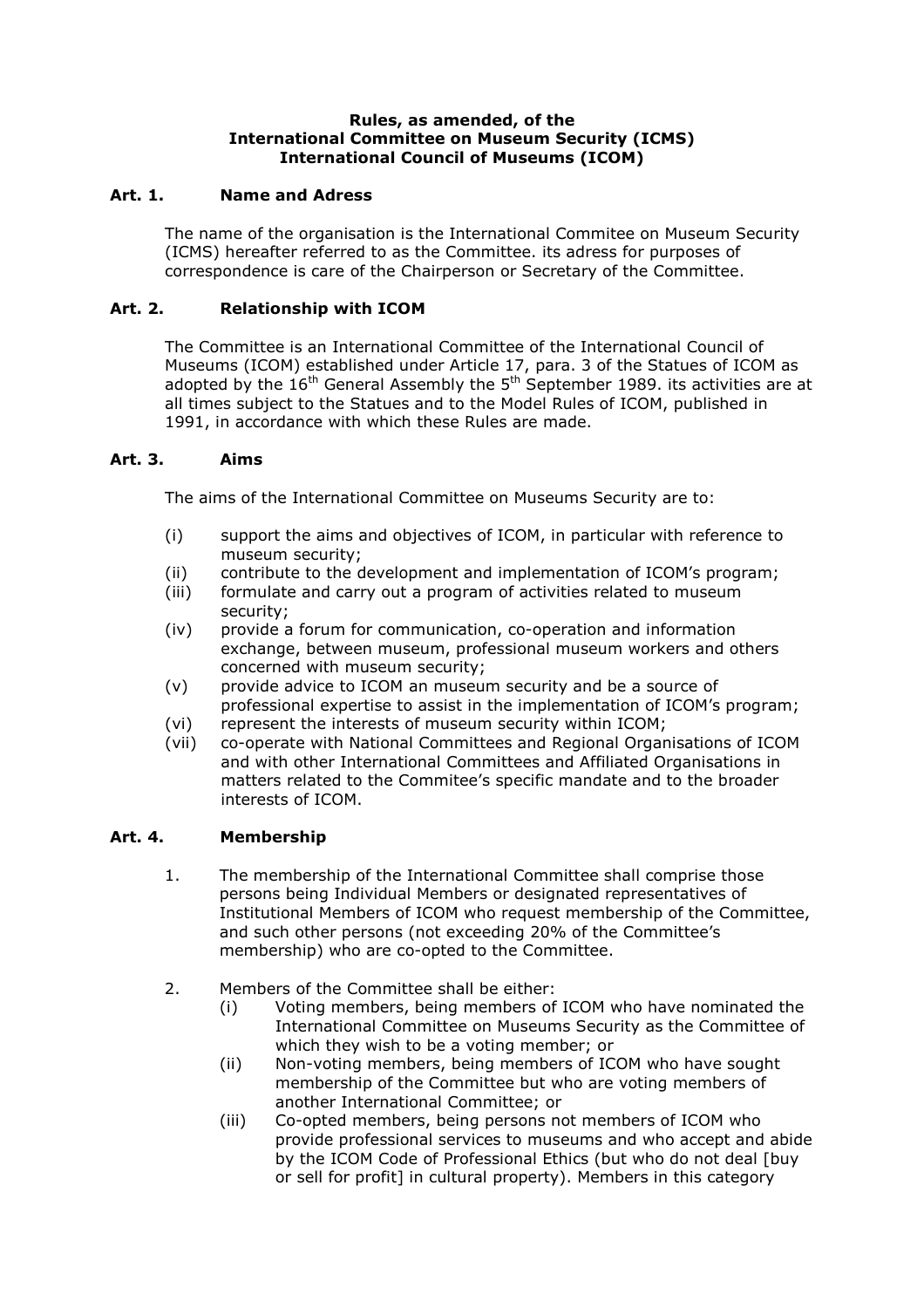**Rules, as amended, of the**
**International Committee on Museum Security (ICMS)**
**International Council of Museums (ICOM)**

## Art. 1. Name and Adress

The name of the organisation is the International Commitee on Museum Security (ICMS) hereafter referred to as the Committee. its adress for purposes of correspondence is care of the Chairperson or Secretary of the Committee.

## Art. 2. Relationship with ICOM

The Committee is an International Committee of the International Council of Museums (ICOM) established under Article 17, para. 3 of the Statues of ICOM as adopted by the 16th General Assembly the 5th September 1989. its activities are at all times subject to the Statues and to the Model Rules of ICOM, published in 1991, in accordance with which these Rules are made.

## Art. 3. Aims

The aims of the International Committee on Museums Security are to:

- (i) support the aims and objectives of ICOM, in particular with reference to museum security;
- (ii) contribute to the development and implementation of ICOM's program;
- (iii) formulate and carry out a program of activities related to museum security;
- (iv) provide a forum for communication, co-operation and information exchange, between museum, professional museum workers and others concerned with museum security;
- (v) provide advice to ICOM an museum security and be a source of professional expertise to assist in the implementation of ICOM's program;
- (vi) represent the interests of museum security within ICOM;
- (vii) co-operate with National Committees and Regional Organisations of ICOM and with other International Committees and Affiliated Organisations in matters related to the Commitee's specific mandate and to the broader interests of ICOM.

## Art. 4. Membership

1. The membership of the International Committee shall comprise those persons being Individual Members or designated representatives of Institutional Members of ICOM who request membership of the Committee, and such other persons (not exceeding 20% of the Committee's membership) who are co-opted to the Committee.

2. Members of the Committee shall be either:
   - (i) Voting members, being members of ICOM who have nominated the International Committee on Museums Security as the Committee of which they wish to be a voting member; or
   - (ii) Non-voting members, being members of ICOM who have sought membership of the Committee but who are voting members of another International Committee; or
   - (iii) Co-opted members, being persons not members of ICOM who provide professional services to museums and who accept and abide by the ICOM Code of Professional Ethics (but who do not deal [buy or sell for profit] in cultural property). Members in this category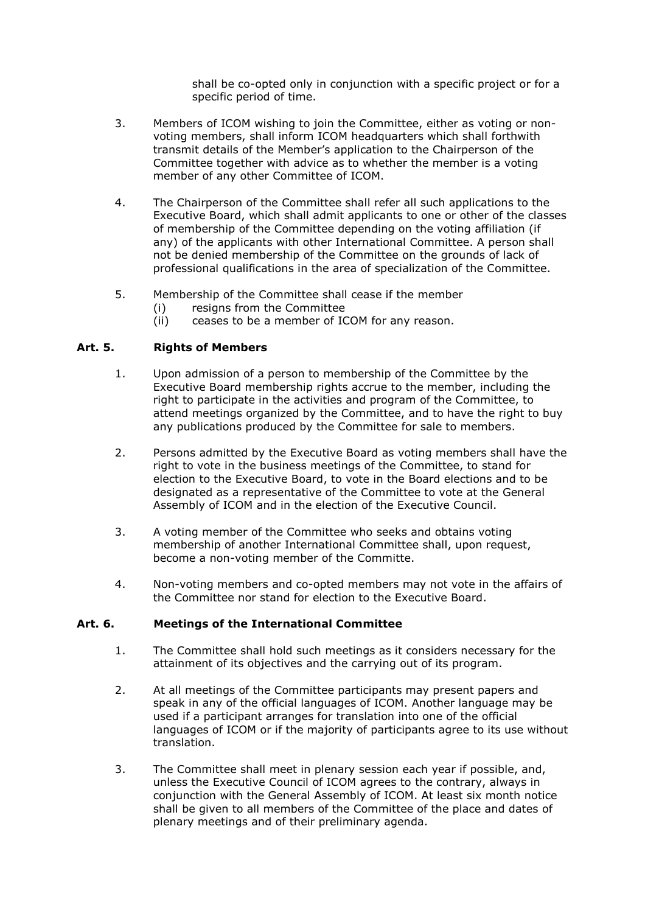shall be co-opted only in conjunction with a specific project or for a specific period of time.

3. Members of ICOM wishing to join the Committee, either as voting or non-voting members, shall inform ICOM headquarters which shall forthwith transmit details of the Member's application to the Chairperson of the Committee together with advice as to whether the member is a voting member of any other Committee of ICOM.

4. The Chairperson of the Committee shall refer all such applications to the Executive Board, which shall admit applicants to one or other of the classes of membership of the Committee depending on the voting affiliation (if any) of the applicants with other International Committee. A person shall not be denied membership of the Committee on the grounds of lack of professional qualifications in the area of specialization of the Committee.

5. Membership of the Committee shall cease if the member
   (i) resigns from the Committee
   (ii) ceases to be a member of ICOM for any reason.

### Art. 5. Rights of Members

1. Upon admission of a person to membership of the Committee by the Executive Board membership rights accrue to the member, including the right to participate in the activities and program of the Committee, to attend meetings organized by the Committee, and to have the right to buy any publications produced by the Committee for sale to members.

2. Persons admitted by the Executive Board as voting members shall have the right to vote in the business meetings of the Committee, to stand for election to the Executive Board, to vote in the Board elections and to be designated as a representative of the Committee to vote at the General Assembly of ICOM and in the election of the Executive Council.

3. A voting member of the Committee who seeks and obtains voting membership of another International Committee shall, upon request, become a non-voting member of the Committe.

4. Non-voting members and co-opted members may not vote in the affairs of the Committee nor stand for election to the Executive Board.

### Art. 6. Meetings of the International Committee

1. The Committee shall hold such meetings as it considers necessary for the attainment of its objectives and the carrying out of its program.

2. At all meetings of the Committee participants may present papers and speak in any of the official languages of ICOM. Another language may be used if a participant arranges for translation into one of the official languages of ICOM or if the majority of participants agree to its use without translation.

3. The Committee shall meet in plenary session each year if possible, and, unless the Executive Council of ICOM agrees to the contrary, always in conjunction with the General Assembly of ICOM. At least six month notice shall be given to all members of the Committee of the place and dates of plenary meetings and of their preliminary agenda.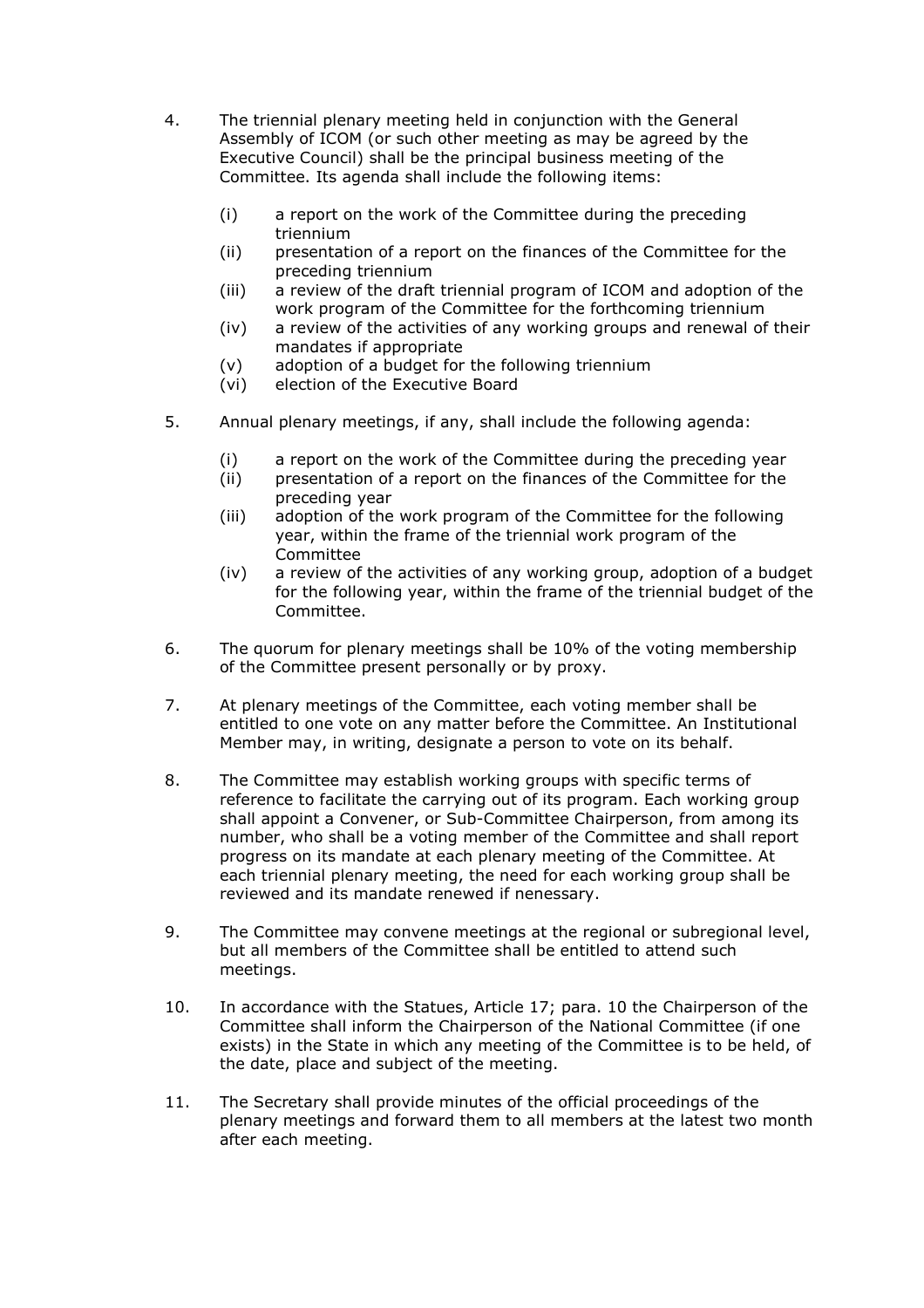4. The triennial plenary meeting held in conjunction with the General Assembly of ICOM (or such other meeting as may be agreed by the Executive Council) shall be the principal business meeting of the Committee. Its agenda shall include the following items:

   (i) a report on the work of the Committee during the preceding triennium
   (ii) presentation of a report on the finances of the Committee for the preceding triennium
   (iii) a review of the draft triennial program of ICOM and adoption of the work program of the Committee for the forthcoming triennium
   (iv) a review of the activities of any working groups and renewal of their mandates if appropriate
   (v) adoption of a budget for the following triennium
   (vi) election of the Executive Board

5. Annual plenary meetings, if any, shall include the following agenda:

   (i) a report on the work of the Committee during the preceding year
   (ii) presentation of a report on the finances of the Committee for the preceding year
   (iii) adoption of the work program of the Committee for the following year, within the frame of the triennial work program of the Committee
   (iv) a review of the activities of any working group, adoption of a budget for the following year, within the frame of the triennial budget of the Committee.

6. The quorum for plenary meetings shall be 10% of the voting membership of the Committee present personally or by proxy.

7. At plenary meetings of the Committee, each voting member shall be entitled to one vote on any matter before the Committee. An Institutional Member may, in writing, designate a person to vote on its behalf.

8. The Committee may establish working groups with specific terms of reference to facilitate the carrying out of its program. Each working group shall appoint a Convener, or Sub-Committee Chairperson, from among its number, who shall be a voting member of the Committee and shall report progress on its mandate at each plenary meeting of the Committee. At each triennial plenary meeting, the need for each working group shall be reviewed and its mandate renewed if nenessary.

9. The Committee may convene meetings at the regional or subregional level, but all members of the Committee shall be entitled to attend such meetings.

10. In accordance with the Statues, Article 17; para. 10 the Chairperson of the Committee shall inform the Chairperson of the National Committee (if one exists) in the State in which any meeting of the Committee is to be held, of the date, place and subject of the meeting.

11. The Secretary shall provide minutes of the official proceedings of the plenary meetings and forward them to all members at the latest two month after each meeting.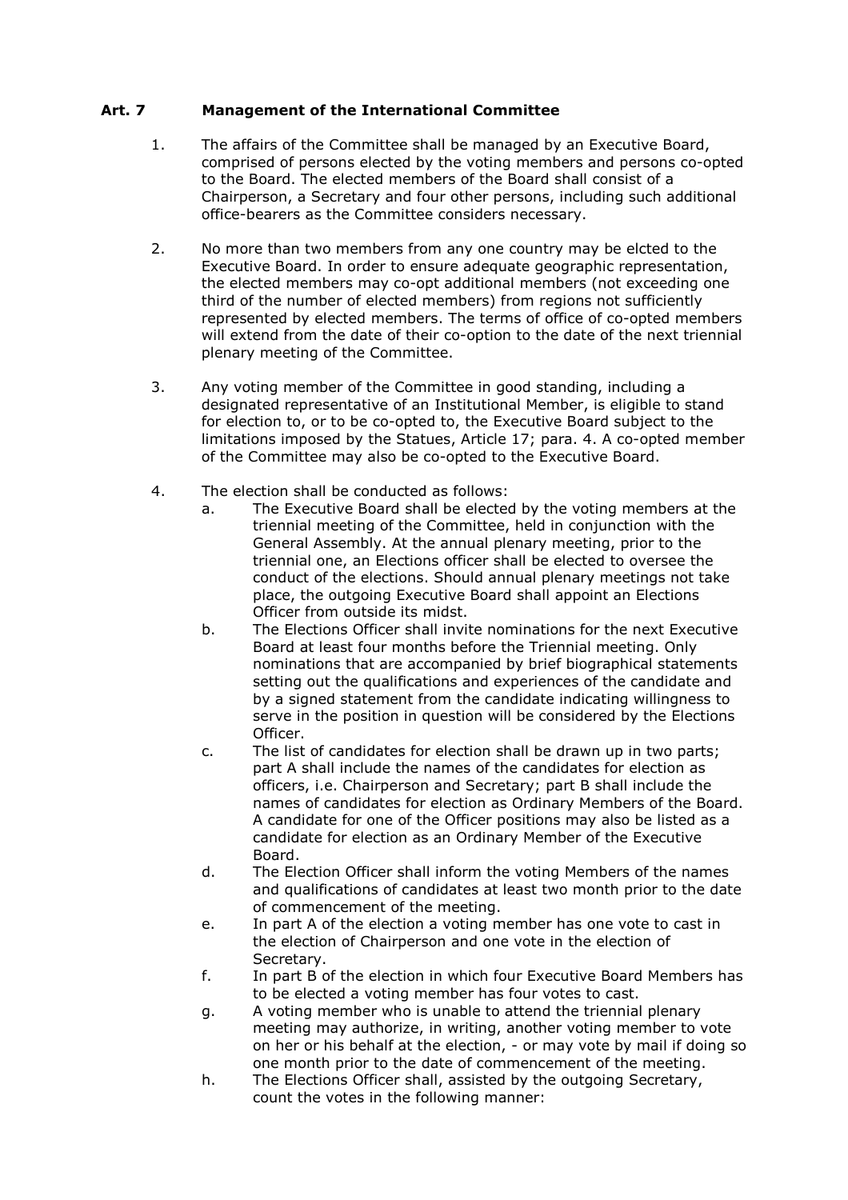## Art. 7 Management of the International Committee

1. The affairs of the Committee shall be managed by an Executive Board, comprised of persons elected by the voting members and persons co-opted to the Board. The elected members of the Board shall consist of a Chairperson, a Secretary and four other persons, including such additional office-bearers as the Committee considers necessary.

2. No more than two members from any one country may be elcted to the Executive Board. In order to ensure adequate geographic representation, the elected members may co-opt additional members (not exceeding one third of the number of elected members) from regions not sufficiently represented by elected members. The terms of office of co-opted members will extend from the date of their co-option to the date of the next triennial plenary meeting of the Committee.

3. Any voting member of the Committee in good standing, including a designated representative of an Institutional Member, is eligible to stand for election to, or to be co-opted to, the Executive Board subject to the limitations imposed by the Statues, Article 17; para. 4. A co-opted member of the Committee may also be co-opted to the Executive Board.

4. The election shall be conducted as follows:
   a. The Executive Board shall be elected by the voting members at the triennial meeting of the Committee, held in conjunction with the General Assembly. At the annual plenary meeting, prior to the triennial one, an Elections officer shall be elected to oversee the conduct of the elections. Should annual plenary meetings not take place, the outgoing Executive Board shall appoint an Elections Officer from outside its midst.
   b. The Elections Officer shall invite nominations for the next Executive Board at least four months before the Triennial meeting. Only nominations that are accompanied by brief biographical statements setting out the qualifications and experiences of the candidate and by a signed statement from the candidate indicating willingness to serve in the position in question will be considered by the Elections Officer.
   c. The list of candidates for election shall be drawn up in two parts; part A shall include the names of the candidates for election as officers, i.e. Chairperson and Secretary; part B shall include the names of candidates for election as Ordinary Members of the Board. A candidate for one of the Officer positions may also be listed as a candidate for election as an Ordinary Member of the Executive Board.
   d. The Election Officer shall inform the voting Members of the names and qualifications of candidates at least two month prior to the date of commencement of the meeting.
   e. In part A of the election a voting member has one vote to cast in the election of Chairperson and one vote in the election of Secretary.
   f. In part B of the election in which four Executive Board Members has to be elected a voting member has four votes to cast.
   g. A voting member who is unable to attend the triennial plenary meeting may authorize, in writing, another voting member to vote on her or his behalf at the election, - or may vote by mail if doing so one month prior to the date of commencement of the meeting.
   h. The Elections Officer shall, assisted by the outgoing Secretary, count the votes in the following manner: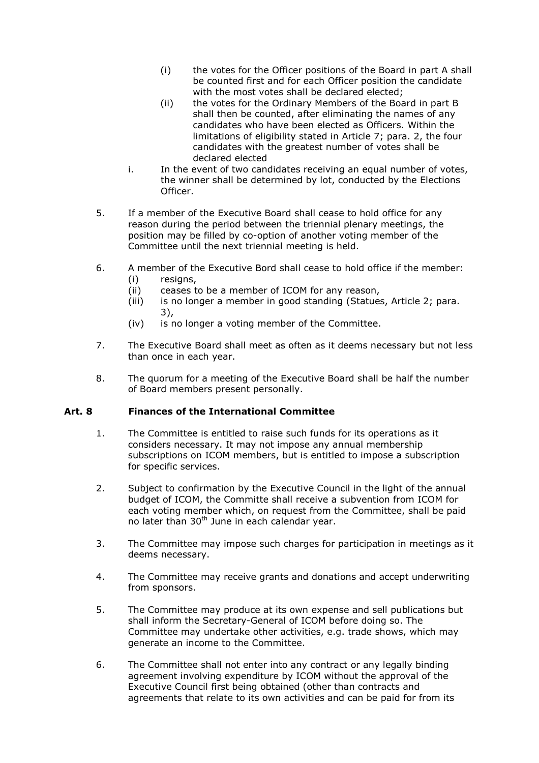(i) the votes for the Officer positions of the Board in part A shall be counted first and for each Officer position the candidate with the most votes shall be declared elected;

(ii) the votes for the Ordinary Members of the Board in part B shall then be counted, after eliminating the names of any candidates who have been elected as Officers. Within the limitations of eligibility stated in Article 7; para. 2, the four candidates with the greatest number of votes shall be declared elected

i. In the event of two candidates receiving an equal number of votes, the winner shall be determined by lot, conducted by the Elections Officer.

5. If a member of the Executive Board shall cease to hold office for any reason during the period between the triennial plenary meetings, the position may be filled by co-option of another voting member of the Committee until the next triennial meeting is held.

6. A member of the Executive Bord shall cease to hold office if the member:
   (i) resigns,
   (ii) ceases to be a member of ICOM for any reason,
   (iii) is no longer a member in good standing (Statues, Article 2; para. 3),
   (iv) is no longer a voting member of the Committee.

7. The Executive Board shall meet as often as it deems necessary but not less than once in each year.

8. The quorum for a meeting of the Executive Board shall be half the number of Board members present personally.

**Art. 8 Finances of the International Committee**

1. The Committee is entitled to raise such funds for its operations as it considers necessary. It may not impose any annual membership subscriptions on ICOM members, but is entitled to impose a subscription for specific services.

2. Subject to confirmation by the Executive Council in the light of the annual budget of ICOM, the Committe shall receive a subvention from ICOM for each voting member which, on request from the Committee, shall be paid no later than 30th June in each calendar year.

3. The Committee may impose such charges for participation in meetings as it deems necessary.

4. The Committee may receive grants and donations and accept underwriting from sponsors.

5. The Committee may produce at its own expense and sell publications but shall inform the Secretary-General of ICOM before doing so. The Committee may undertake other activities, e.g. trade shows, which may generate an income to the Committee.

6. The Committee shall not enter into any contract or any legally binding agreement involving expenditure by ICOM without the approval of the Executive Council first being obtained (other than contracts and agreements that relate to its own activities and can be paid for from its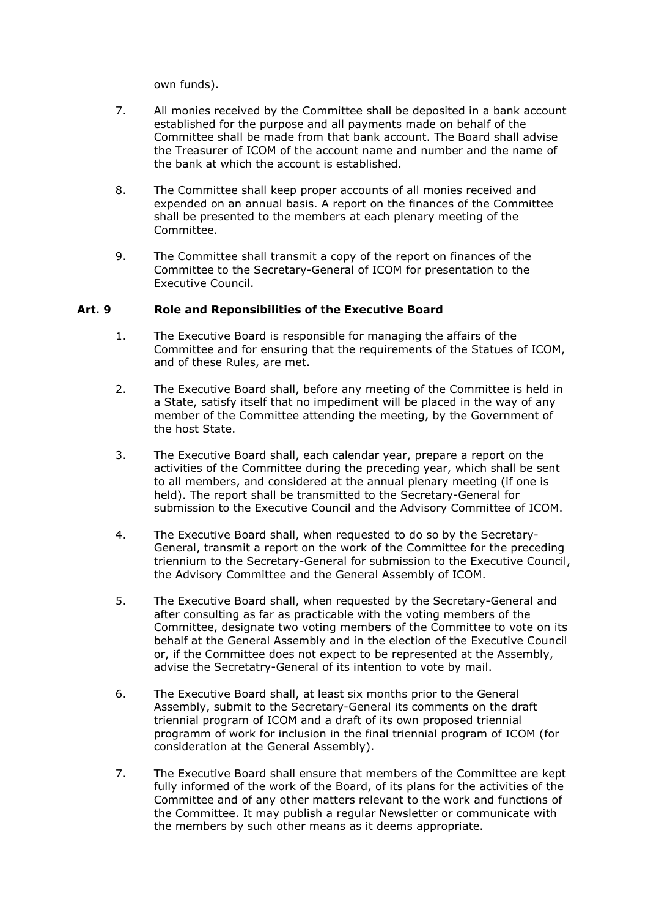own funds).

7. All monies received by the Committee shall be deposited in a bank account established for the purpose and all payments made on behalf of the Committee shall be made from that bank account. The Board shall advise the Treasurer of ICOM of the account name and number and the name of the bank at which the account is established.

8. The Committee shall keep proper accounts of all monies received and expended on an annual basis. A report on the finances of the Committee shall be presented to the members at each plenary meeting of the Committee.

9. The Committee shall transmit a copy of the report on finances of the Committee to the Secretary-General of ICOM for presentation to the Executive Council.

### Art. 9 Role and Reponsibilities of the Executive Board

1. The Executive Board is responsible for managing the affairs of the Committee and for ensuring that the requirements of the Statues of ICOM, and of these Rules, are met.

2. The Executive Board shall, before any meeting of the Committee is held in a State, satisfy itself that no impediment will be placed in the way of any member of the Committee attending the meeting, by the Government of the host State.

3. The Executive Board shall, each calendar year, prepare a report on the activities of the Committee during the preceding year, which shall be sent to all members, and considered at the annual plenary meeting (if one is held). The report shall be transmitted to the Secretary-General for submission to the Executive Council and the Advisory Committee of ICOM.

4. The Executive Board shall, when requested to do so by the Secretary-General, transmit a report on the work of the Committee for the preceding triennium to the Secretary-General for submission to the Executive Council, the Advisory Committee and the General Assembly of ICOM.

5. The Executive Board shall, when requested by the Secretary-General and after consulting as far as practicable with the voting members of the Committee, designate two voting members of the Committee to vote on its behalf at the General Assembly and in the election of the Executive Council or, if the Committee does not expect to be represented at the Assembly, advise the Secretatry-General of its intention to vote by mail.

6. The Executive Board shall, at least six months prior to the General Assembly, submit to the Secretary-General its comments on the draft triennial program of ICOM and a draft of its own proposed triennial programm of work for inclusion in the final triennial program of ICOM (for consideration at the General Assembly).

7. The Executive Board shall ensure that members of the Committee are kept fully informed of the work of the Board, of its plans for the activities of the Committee and of any other matters relevant to the work and functions of the Committee. It may publish a regular Newsletter or communicate with the members by such other means as it deems appropriate.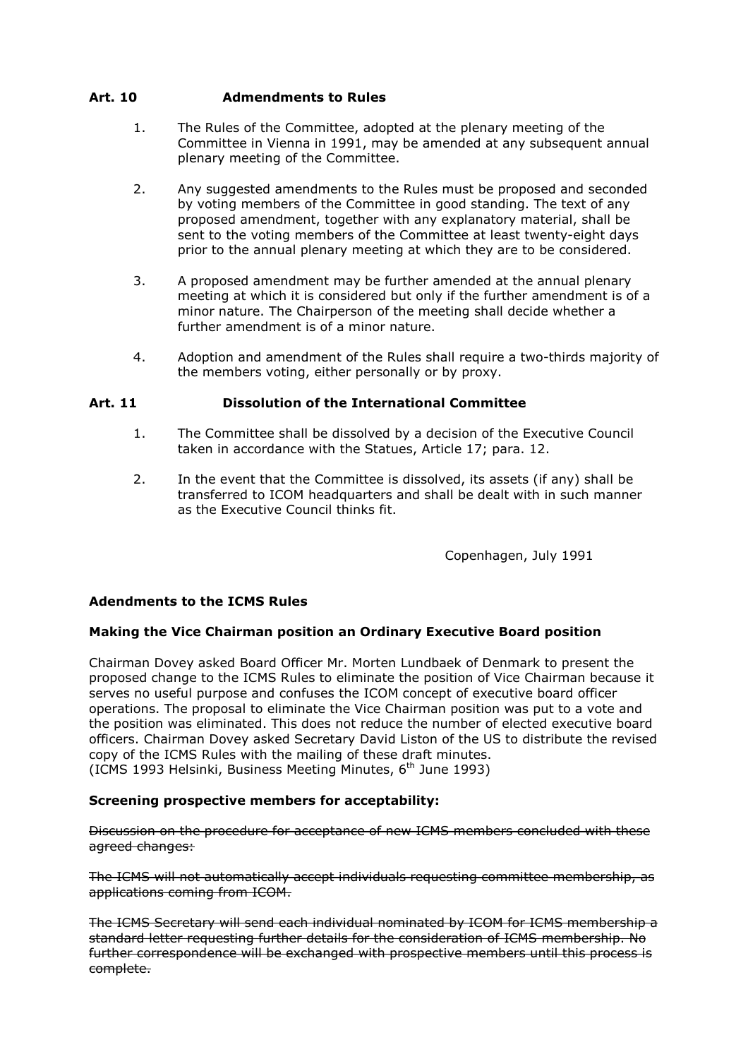### Art. 10 Admendments to Rules

1. The Rules of the Committee, adopted at the plenary meeting of the Committee in Vienna in 1991, may be amended at any subsequent annual plenary meeting of the Committee.

2. Any suggested amendments to the Rules must be proposed and seconded by voting members of the Committee in good standing. The text of any proposed amendment, together with any explanatory material, shall be sent to the voting members of the Committee at least twenty-eight days prior to the annual plenary meeting at which they are to be considered.

3. A proposed amendment may be further amended at the annual plenary meeting at which it is considered but only if the further amendment is of a minor nature. The Chairperson of the meeting shall decide whether a further amendment is of a minor nature.

4. Adoption and amendment of the Rules shall require a two-thirds majority of the members voting, either personally or by proxy.

### Art. 11 Dissolution of the International Committee

1. The Committee shall be dissolved by a decision of the Executive Council taken in accordance with the Statues, Article 17; para. 12.

2. In the event that the Committee is dissolved, its assets (if any) shall be transferred to ICOM headquarters and shall be dealt with in such manner as the Executive Council thinks fit.

Copenhagen, July 1991

**Adendments to the ICMS Rules**

**Making the Vice Chairman position an Ordinary Executive Board position**

Chairman Dovey asked Board Officer Mr. Morten Lundbaek of Denmark to present the proposed change to the ICMS Rules to eliminate the position of Vice Chairman because it serves no useful purpose and confuses the ICOM concept of executive board officer operations. The proposal to eliminate the Vice Chairman position was put to a vote and the position was eliminated. This does not reduce the number of elected executive board officers. Chairman Dovey asked Secretary David Liston of the US to distribute the revised copy of the ICMS Rules with the mailing of these draft minutes.
(ICMS 1993 Helsinki, Business Meeting Minutes, 6th June 1993)

**Screening prospective members for acceptability:**

~~Discussion on the procedure for acceptance of new ICMS members concluded with these agreed changes:~~

~~The ICMS will not automatically accept individuals requesting committee membership, as applications coming from ICOM.~~

~~The ICMS Secretary will send each individual nominated by ICOM for ICMS membership a standard letter requesting further details for the consideration of ICMS membership. No further correspondence will be exchanged with prospective members until this process is complete.~~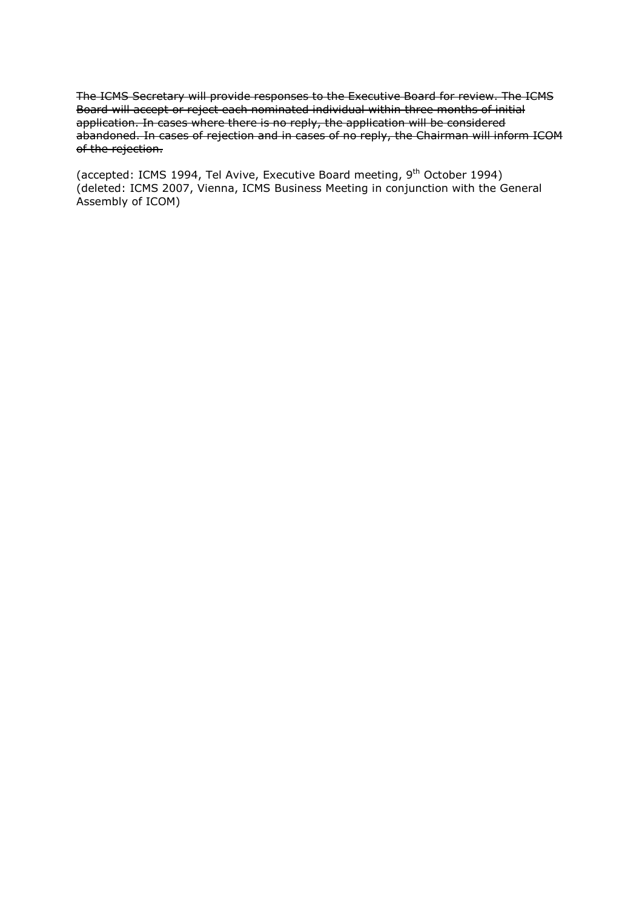~~The ICMS Secretary will provide responses to the Executive Board for review. The ICMS Board will accept or reject each nominated individual within three months of initial application. In cases where there is no reply, the application will be considered abandoned. In cases of rejection and in cases of no reply, the Chairman will inform ICOM of the rejection.~~

(accepted: ICMS 1994, Tel Avive, Executive Board meeting, 9th October 1994)
(deleted: ICMS 2007, Vienna, ICMS Business Meeting in conjunction with the General Assembly of ICOM)